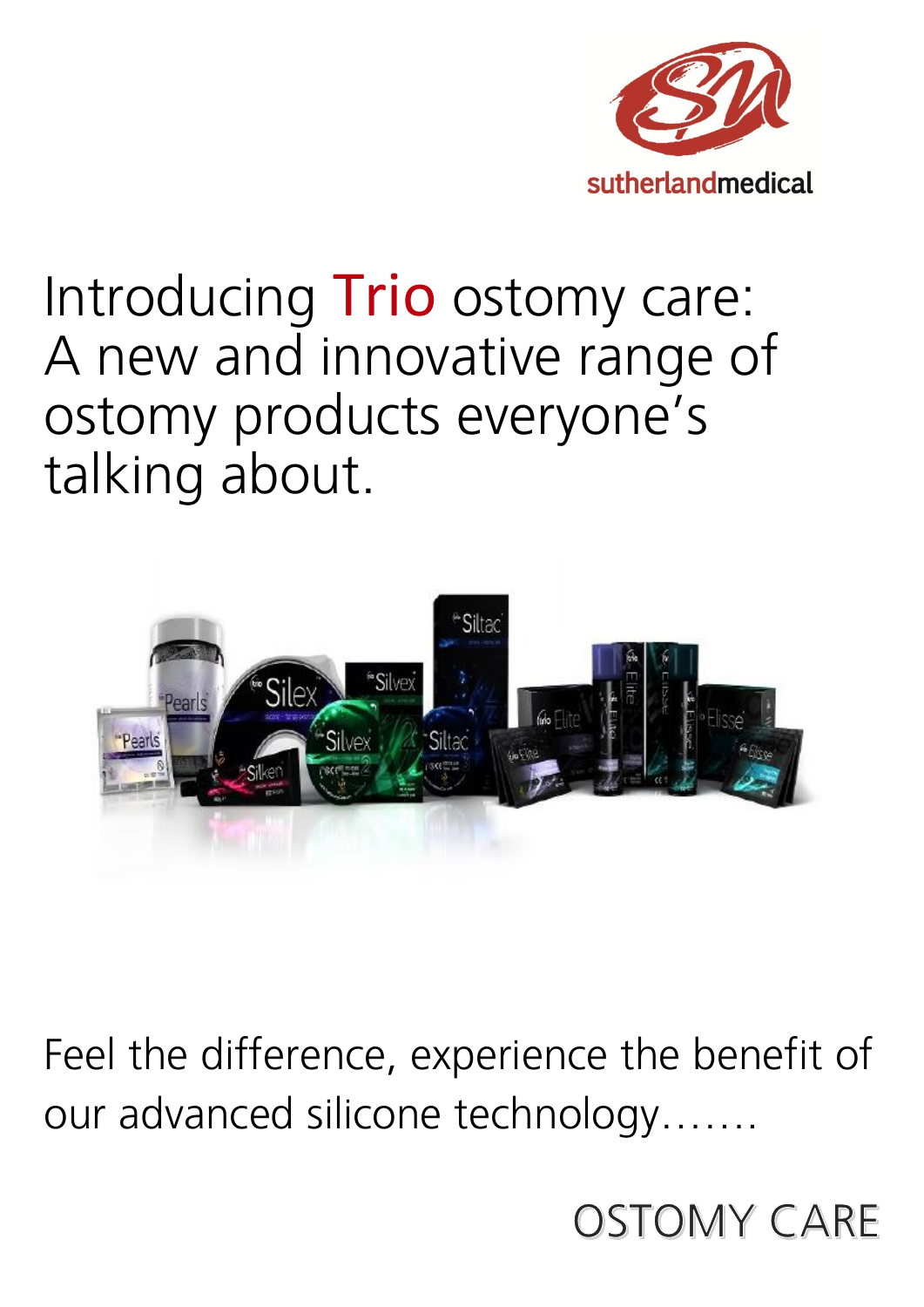sutherlandmedical

# Introducing Trio ostomy care: A new and innovative range of ostomy products everyone's talking about.

Feel the difference, experience the benefit of our advanced silicone technology…….

OSTOMY CARE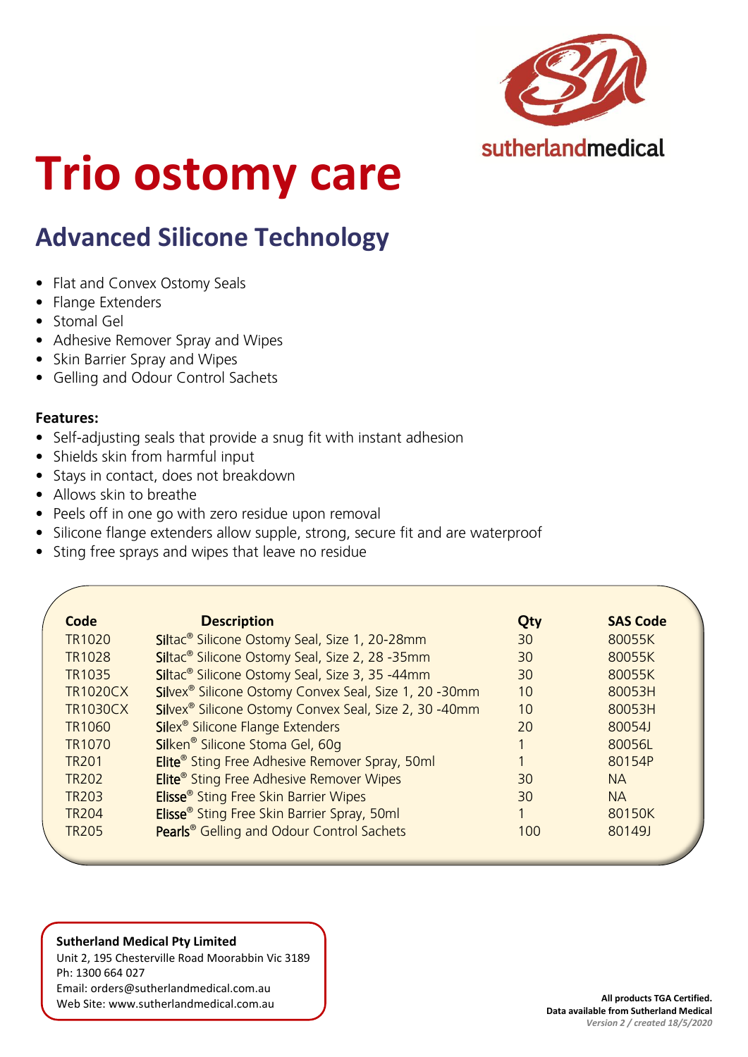sutherlandmedical

# Trio ostomy care

## Advanced Silicone Technology

- Flat and Convex Ostomy Seals
- Flange Extenders
- Stomal Gel
- Adhesive Remover Spray and Wipes
- Skin Barrier Spray and Wipes
- Gelling and Odour Control Sachets

**Features:**

- Self-adjusting seals that provide a snug fit with instant adhesion
- Shields skin from harmful input
- Stays in contact, does not breakdown
- Allows skin to breathe
- Peels off in one go with zero residue upon removal
- Silicone flange extenders allow supple, strong, secure fit and are waterproof
- Sting free sprays and wipes that leave no residue

| Code | Description | Qty | SAS Code |
|---|---|---|---|
| TR1020 | Siltac® Silicone Ostomy Seal, Size 1, 20-28mm | 30 | 80055K |
| TR1028 | Siltac® Silicone Ostomy Seal, Size 2, 28 -35mm | 30 | 80055K |
| TR1035 | Siltac® Silicone Ostomy Seal, Size 3, 35 -44mm | 30 | 80055K |
| TR1020CX | Silvex® Silicone Ostomy Convex Seal, Size 1, 20 -30mm | 10 | 80053H |
| TR1030CX | Silvex® Silicone Ostomy Convex Seal, Size 2, 30 -40mm | 10 | 80053H |
| TR1060 | Silex® Silicone Flange Extenders | 20 | 80054J |
| TR1070 | Silken® Silicone Stoma Gel, 60g | 1 | 80056L |
| TR201 | Elite® Sting Free Adhesive Remover Spray, 50ml | 1 | 80154P |
| TR202 | Elite® Sting Free Adhesive Remover Wipes | 30 | NA |
| TR203 | Elisse® Sting Free Skin Barrier Wipes | 30 | NA |
| TR204 | Elisse® Sting Free Skin Barrier Spray, 50ml | 1 | 80150K |
| TR205 | Pearls® Gelling and Odour Control Sachets | 100 | 80149J |

**Sutherland Medical Pty Limited**
Unit 2, 195 Chesterville Road Moorabbin Vic 3189
Ph: 1300 664 027
Email: orders@sutherlandmedical.com.au
Web Site: www.sutherlandmedical.com.au

**All products TGA Certified.**
**Data available from Sutherland Medical**
*Version 2 / created 18/5/2020*